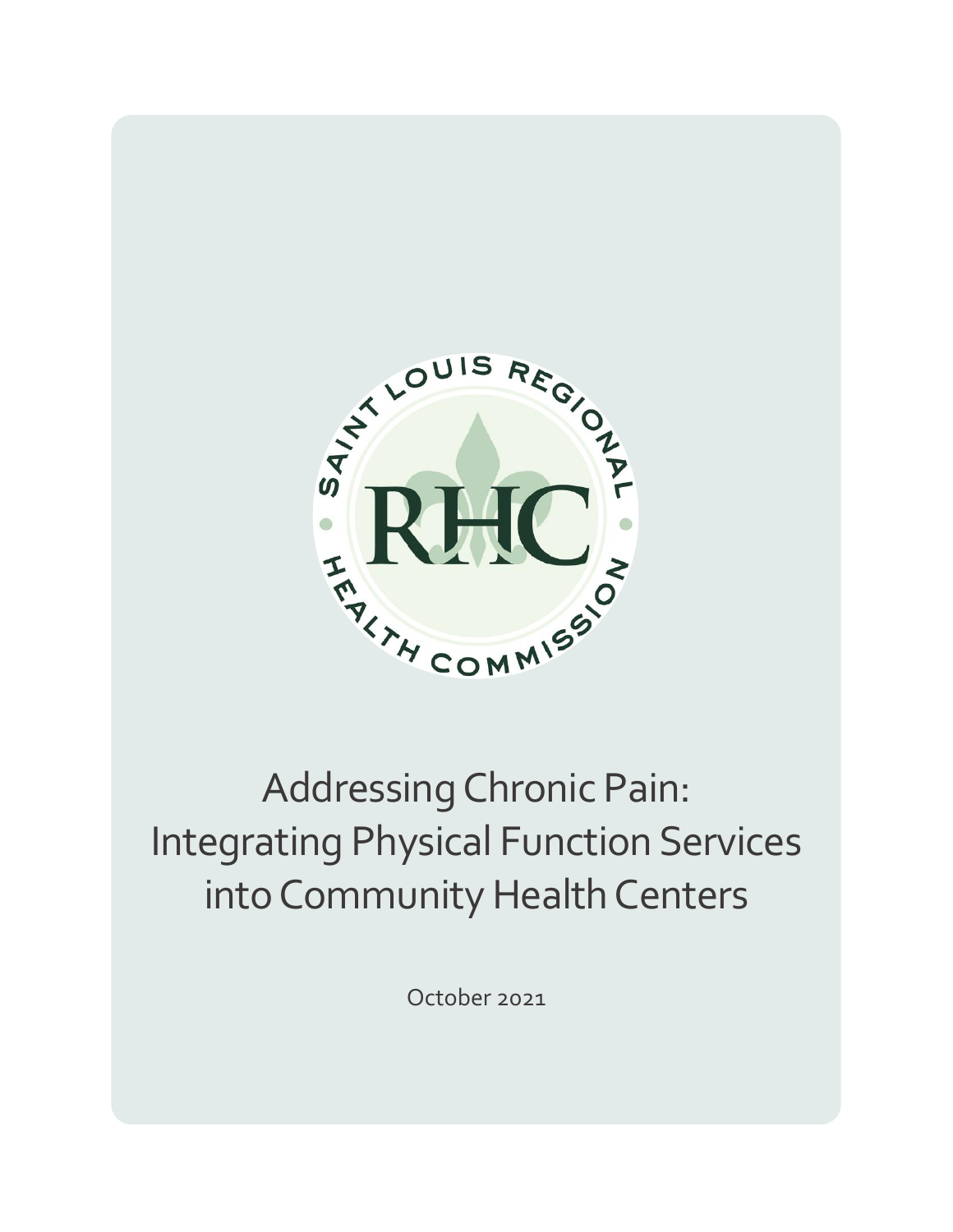SAINT LOUIS REGIONAL HEALTH COMMISSION

RHC

# Addressing Chronic Pain: Integrating Physical Function Services into Community Health Centers

October 2021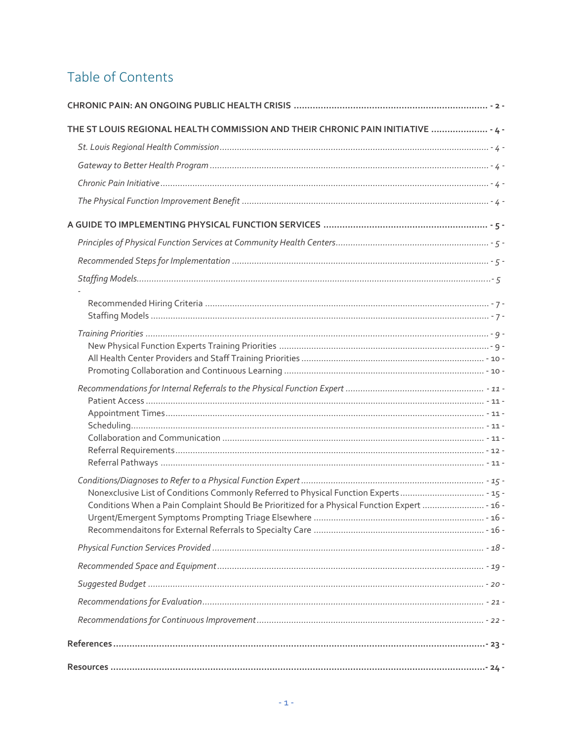# Table of Contents

**CHRONIC PAIN: AN ONGOING PUBLIC HEALTH CRISIS** ........ - 2 -

**THE ST LOUIS REGIONAL HEALTH COMMISSION AND THEIR CHRONIC PAIN INITIATIVE** ........ - 4 -

- *St. Louis Regional Health Commission* ........ - 4 -
- *Gateway to Better Health Program* ........ - 4 -
- *Chronic Pain Initiative* ........ - 4 -
- *The Physical Function Improvement Benefit* ........ - 4 -

**A GUIDE TO IMPLEMENTING PHYSICAL FUNCTION SERVICES** ........ - 5 -

- *Principles of Physical Function Services at Community Health Centers* ........ - 5 -
- *Recommended Steps for Implementation* ........ - 5 -
- *Staffing Models* ........ - 5 -
  - Recommended Hiring Criteria ........ - 7 -
  - Staffing Models ........ - 7 -
- *Training Priorities* ........ - 9 -
  - New Physical Function Experts Training Priorities ........ - 9 -
  - All Health Center Providers and Staff Training Priorities ........ - 10 -
  - Promoting Collaboration and Continuous Learning ........ - 10 -
- *Recommendations for Internal Referrals to the Physical Function Expert* ........ - 11 -
  - Patient Access ........ - 11 -
  - Appointment Times ........ - 11 -
  - Scheduling ........ - 11 -
  - Collaboration and Communication ........ - 11 -
  - Referral Requirements ........ - 12 -
  - Referral Pathways ........ - 11 -
- *Conditions/Diagnoses to Refer to a Physical Function Expert* ........ - 15 -
  - Nonexclusive List of Conditions Commonly Referred to Physical Function Experts ........ - 15 -
  - Conditions When a Pain Complaint Should Be Prioritized for a Physical Function Expert ........ - 16 -
  - Urgent/Emergent Symptoms Prompting Triage Elsewhere ........ - 16 -
  - Recommendaitons for External Referrals to Specialty Care ........ - 16 -
- *Physical Function Services Provided* ........ - 18 -
- *Recommended Space and Equipment* ........ - 19 -
- *Suggested Budget* ........ - 20 -
- *Recommendations for Evaluation* ........ - 21 -
- *Recommendations for Continuous Improvement* ........ - 22 -

**References** ........ - 23 -

**Resources** ........ - 24 -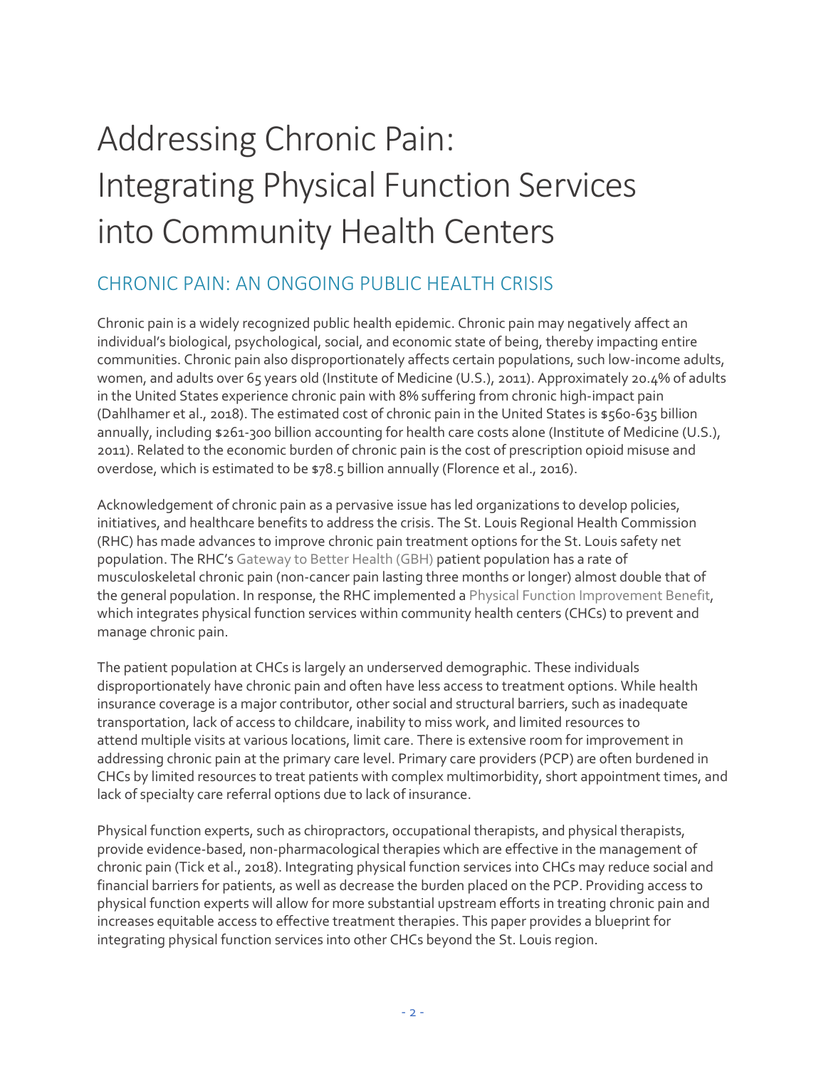# Addressing Chronic Pain: Integrating Physical Function Services into Community Health Centers

## CHRONIC PAIN: AN ONGOING PUBLIC HEALTH CRISIS

Chronic pain is a widely recognized public health epidemic. Chronic pain may negatively affect an individual's biological, psychological, social, and economic state of being, thereby impacting entire communities. Chronic pain also disproportionately affects certain populations, such low-income adults, women, and adults over 65 years old (Institute of Medicine (U.S.), 2011). Approximately 20.4% of adults in the United States experience chronic pain with 8% suffering from chronic high-impact pain (Dahlhamer et al., 2018). The estimated cost of chronic pain in the United States is $560-635 billion annually, including $261-300 billion accounting for health care costs alone (Institute of Medicine (U.S.), 2011). Related to the economic burden of chronic pain is the cost of prescription opioid misuse and overdose, which is estimated to be $78.5 billion annually (Florence et al., 2016).

Acknowledgement of chronic pain as a pervasive issue has led organizations to develop policies, initiatives, and healthcare benefits to address the crisis. The St. Louis Regional Health Commission (RHC) has made advances to improve chronic pain treatment options for the St. Louis safety net population. The RHC's Gateway to Better Health (GBH) patient population has a rate of musculoskeletal chronic pain (non-cancer pain lasting three months or longer) almost double that of the general population. In response, the RHC implemented a Physical Function Improvement Benefit, which integrates physical function services within community health centers (CHCs) to prevent and manage chronic pain.

The patient population at CHCs is largely an underserved demographic. These individuals disproportionately have chronic pain and often have less access to treatment options. While health insurance coverage is a major contributor, other social and structural barriers, such as inadequate transportation, lack of access to childcare, inability to miss work, and limited resources to attend multiple visits at various locations, limit care. There is extensive room for improvement in addressing chronic pain at the primary care level. Primary care providers (PCP) are often burdened in CHCs by limited resources to treat patients with complex multimorbidity, short appointment times, and lack of specialty care referral options due to lack of insurance.

Physical function experts, such as chiropractors, occupational therapists, and physical therapists, provide evidence-based, non-pharmacological therapies which are effective in the management of chronic pain (Tick et al., 2018). Integrating physical function services into CHCs may reduce social and financial barriers for patients, as well as decrease the burden placed on the PCP. Providing access to physical function experts will allow for more substantial upstream efforts in treating chronic pain and increases equitable access to effective treatment therapies. This paper provides a blueprint for integrating physical function services into other CHCs beyond the St. Louis region.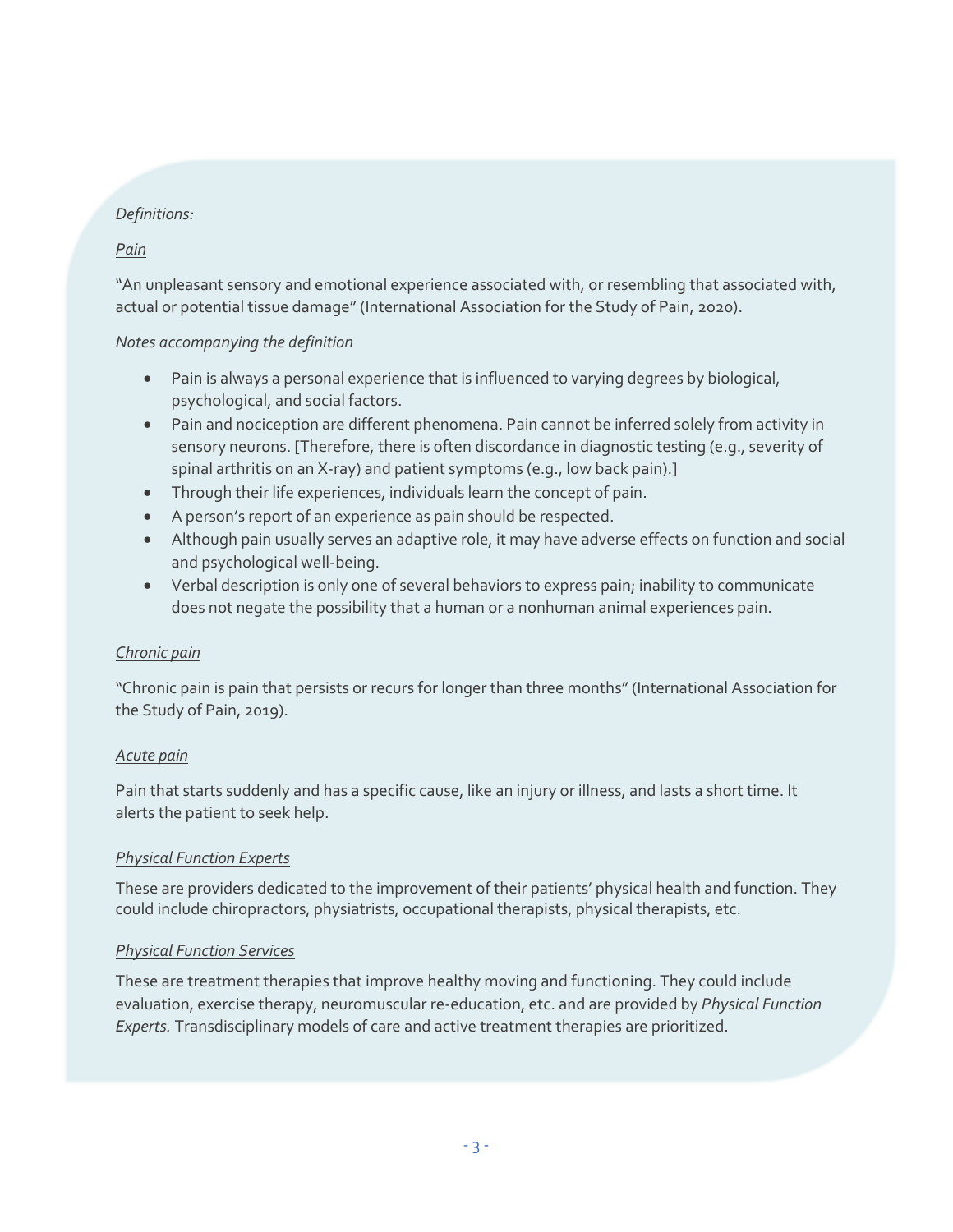*Definitions:*

*Pain*

"An unpleasant sensory and emotional experience associated with, or resembling that associated with, actual or potential tissue damage" (International Association for the Study of Pain, 2020).

*Notes accompanying the definition*

- Pain is always a personal experience that is influenced to varying degrees by biological, psychological, and social factors.
- Pain and nociception are different phenomena. Pain cannot be inferred solely from activity in sensory neurons. [Therefore, there is often discordance in diagnostic testing (e.g., severity of spinal arthritis on an X-ray) and patient symptoms (e.g., low back pain).]
- Through their life experiences, individuals learn the concept of pain.
- A person's report of an experience as pain should be respected.
- Although pain usually serves an adaptive role, it may have adverse effects on function and social and psychological well-being.
- Verbal description is only one of several behaviors to express pain; inability to communicate does not negate the possibility that a human or a nonhuman animal experiences pain.

*Chronic pain*

"Chronic pain is pain that persists or recurs for longer than three months" (International Association for the Study of Pain, 2019).

*Acute pain*

Pain that starts suddenly and has a specific cause, like an injury or illness, and lasts a short time. It alerts the patient to seek help.

*Physical Function Experts*

These are providers dedicated to the improvement of their patients' physical health and function. They could include chiropractors, physiatrists, occupational therapists, physical therapists, etc.

*Physical Function Services*

These are treatment therapies that improve healthy moving and functioning. They could include evaluation, exercise therapy, neuromuscular re-education, etc. and are provided by *Physical Function Experts.* Transdisciplinary models of care and active treatment therapies are prioritized.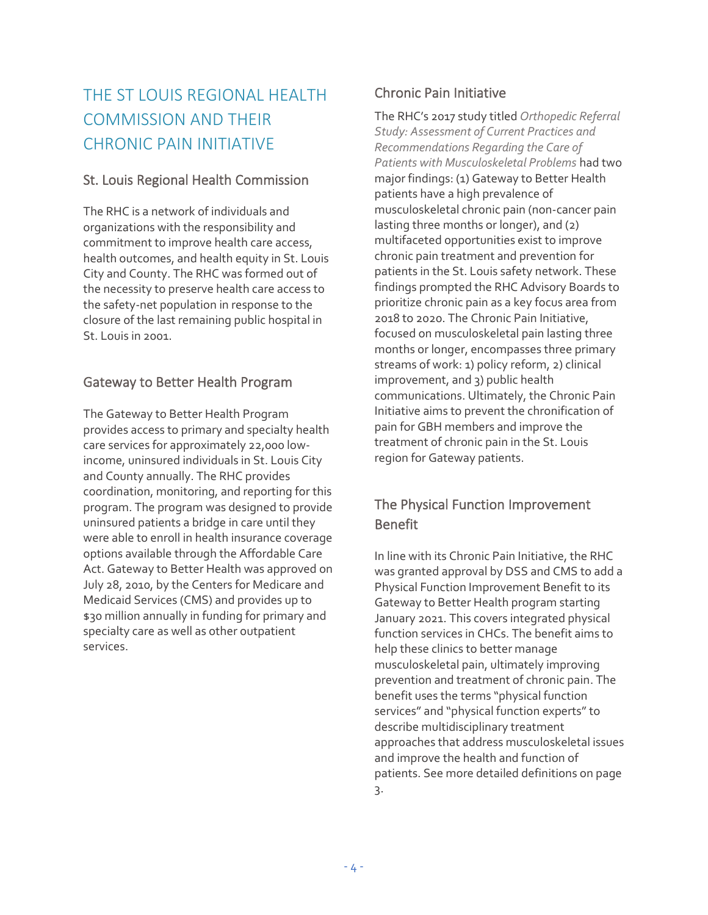# THE ST LOUIS REGIONAL HEALTH COMMISSION AND THEIR CHRONIC PAIN INITIATIVE

## St. Louis Regional Health Commission

The RHC is a network of individuals and organizations with the responsibility and commitment to improve health care access, health outcomes, and health equity in St. Louis City and County. The RHC was formed out of the necessity to preserve health care access to the safety-net population in response to the closure of the last remaining public hospital in St. Louis in 2001.

## Gateway to Better Health Program

The Gateway to Better Health Program provides access to primary and specialty health care services for approximately 22,000 low-income, uninsured individuals in St. Louis City and County annually. The RHC provides coordination, monitoring, and reporting for this program. The program was designed to provide uninsured patients a bridge in care until they were able to enroll in health insurance coverage options available through the Affordable Care Act. Gateway to Better Health was approved on July 28, 2010, by the Centers for Medicare and Medicaid Services (CMS) and provides up to $30 million annually in funding for primary and specialty care as well as other outpatient services.

## Chronic Pain Initiative

The RHC's 2017 study titled *Orthopedic Referral Study: Assessment of Current Practices and Recommendations Regarding the Care of Patients with Musculoskeletal Problems* had two major findings: (1) Gateway to Better Health patients have a high prevalence of musculoskeletal chronic pain (non-cancer pain lasting three months or longer), and (2) multifaceted opportunities exist to improve chronic pain treatment and prevention for patients in the St. Louis safety network. These findings prompted the RHC Advisory Boards to prioritize chronic pain as a key focus area from 2018 to 2020. The Chronic Pain Initiative, focused on musculoskeletal pain lasting three months or longer, encompasses three primary streams of work: 1) policy reform, 2) clinical improvement, and 3) public health communications. Ultimately, the Chronic Pain Initiative aims to prevent the chronification of pain for GBH members and improve the treatment of chronic pain in the St. Louis region for Gateway patients.

## The Physical Function Improvement Benefit

In line with its Chronic Pain Initiative, the RHC was granted approval by DSS and CMS to add a Physical Function Improvement Benefit to its Gateway to Better Health program starting January 2021. This covers integrated physical function services in CHCs. The benefit aims to help these clinics to better manage musculoskeletal pain, ultimately improving prevention and treatment of chronic pain. The benefit uses the terms "physical function services" and "physical function experts" to describe multidisciplinary treatment approaches that address musculoskeletal issues and improve the health and function of patients. See more detailed definitions on page 3.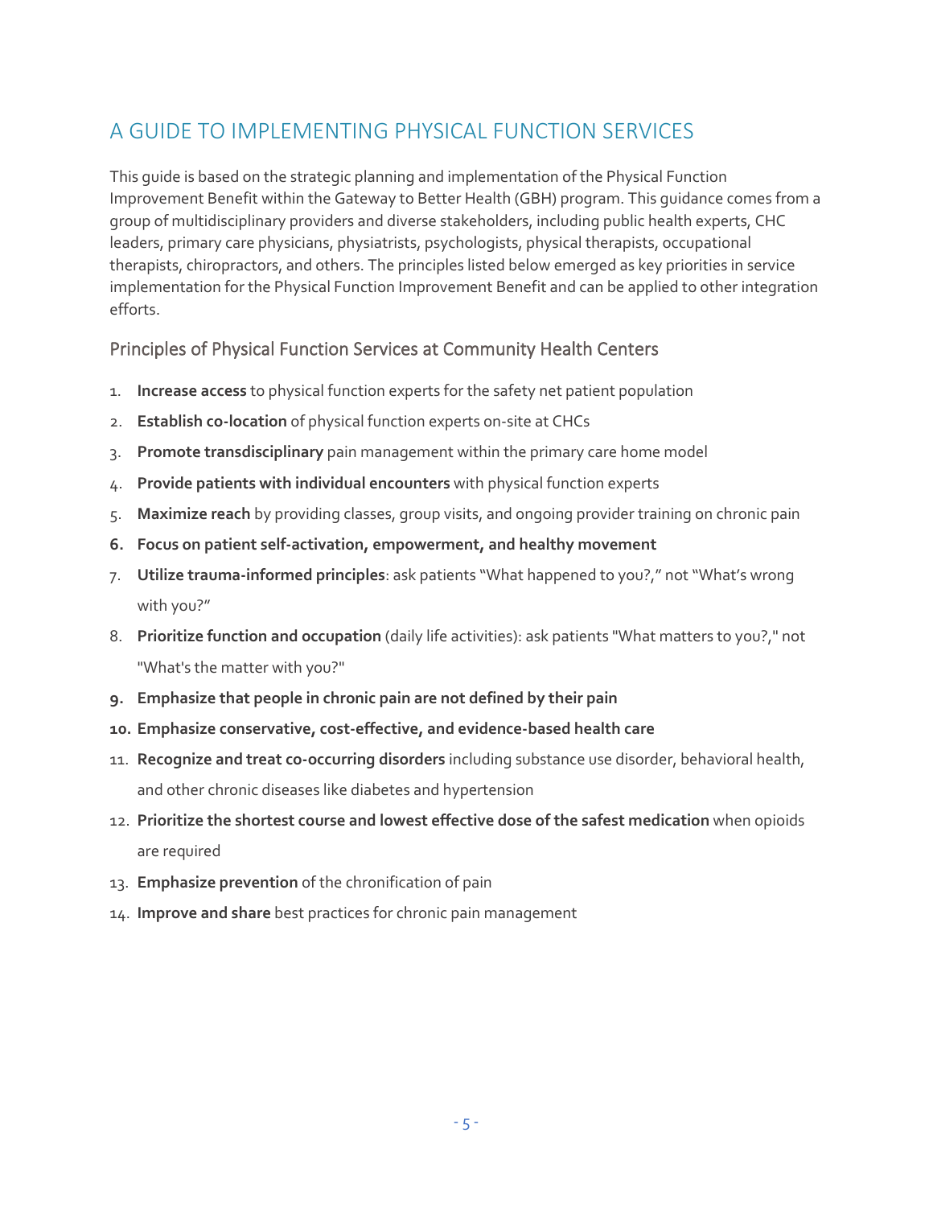## A GUIDE TO IMPLEMENTING PHYSICAL FUNCTION SERVICES

This guide is based on the strategic planning and implementation of the Physical Function Improvement Benefit within the Gateway to Better Health (GBH) program. This guidance comes from a group of multidisciplinary providers and diverse stakeholders, including public health experts, CHC leaders, primary care physicians, physiatrists, psychologists, physical therapists, occupational therapists, chiropractors, and others. The principles listed below emerged as key priorities in service implementation for the Physical Function Improvement Benefit and can be applied to other integration efforts.

### Principles of Physical Function Services at Community Health Centers

1. **Increase access** to physical function experts for the safety net patient population
2. **Establish co-location** of physical function experts on-site at CHCs
3. **Promote transdisciplinary** pain management within the primary care home model
4. **Provide patients with individual encounters** with physical function experts
5. **Maximize reach** by providing classes, group visits, and ongoing provider training on chronic pain
6. **Focus on patient self-activation, empowerment, and healthy movement**
7. **Utilize trauma-informed principles**: ask patients "What happened to you?," not "What's wrong with you?"
8. **Prioritize function and occupation** (daily life activities): ask patients "What matters to you?," not "What's the matter with you?"
9. **Emphasize that people in chronic pain are not defined by their pain**
10. **Emphasize conservative, cost-effective, and evidence-based health care**
11. **Recognize and treat co-occurring disorders** including substance use disorder, behavioral health, and other chronic diseases like diabetes and hypertension
12. **Prioritize the shortest course and lowest effective dose of the safest medication** when opioids are required
13. **Emphasize prevention** of the chronification of pain
14. **Improve and share** best practices for chronic pain management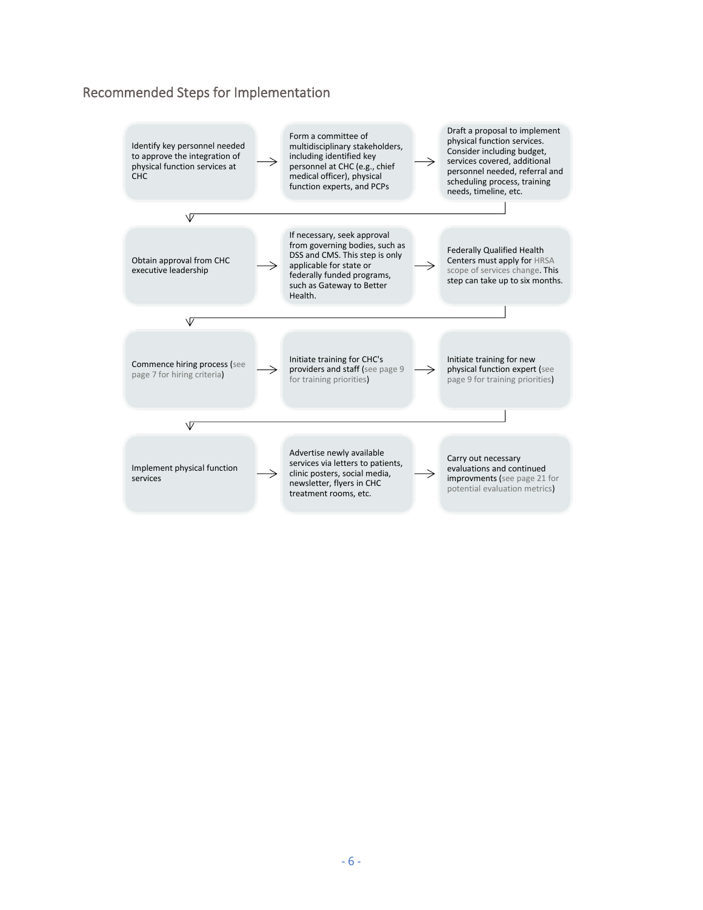## Recommended Steps for Implementation

1. Identify key personnel needed to approve the integration of physical function services at CHC
2. Form a committee of multidisciplinary stakeholders, including identified key personnel at CHC (e.g., chief medical officer), physical function experts, and PCPs
3. Draft a proposal to implement physical function services. Consider including budget, services covered, additional personnel needed, referral and scheduling process, training needs, timeline, etc.
4. Obtain approval from CHC executive leadership
5. If necessary, seek approval from governing bodies, such as DSS and CMS. This step is only applicable for state or federally funded programs, such as Gateway to Better Health.
6. Federally Qualified Health Centers must apply for HRSA scope of services change. This step can take up to six months.
7. Commence hiring process (see page 7 for hiring criteria)
8. Initiate training for CHC's providers and staff (see page 9 for training priorities)
9. Initiate training for new physical function expert (see page 9 for training priorities)
10. Implement physical function services
11. Advertise newly available services via letters to patients, clinic posters, social media, newsletter, flyers in CHC treatment rooms, etc.
12. Carry out necessary evaluations and continued improvments (see page 21 for potential evaluation metrics)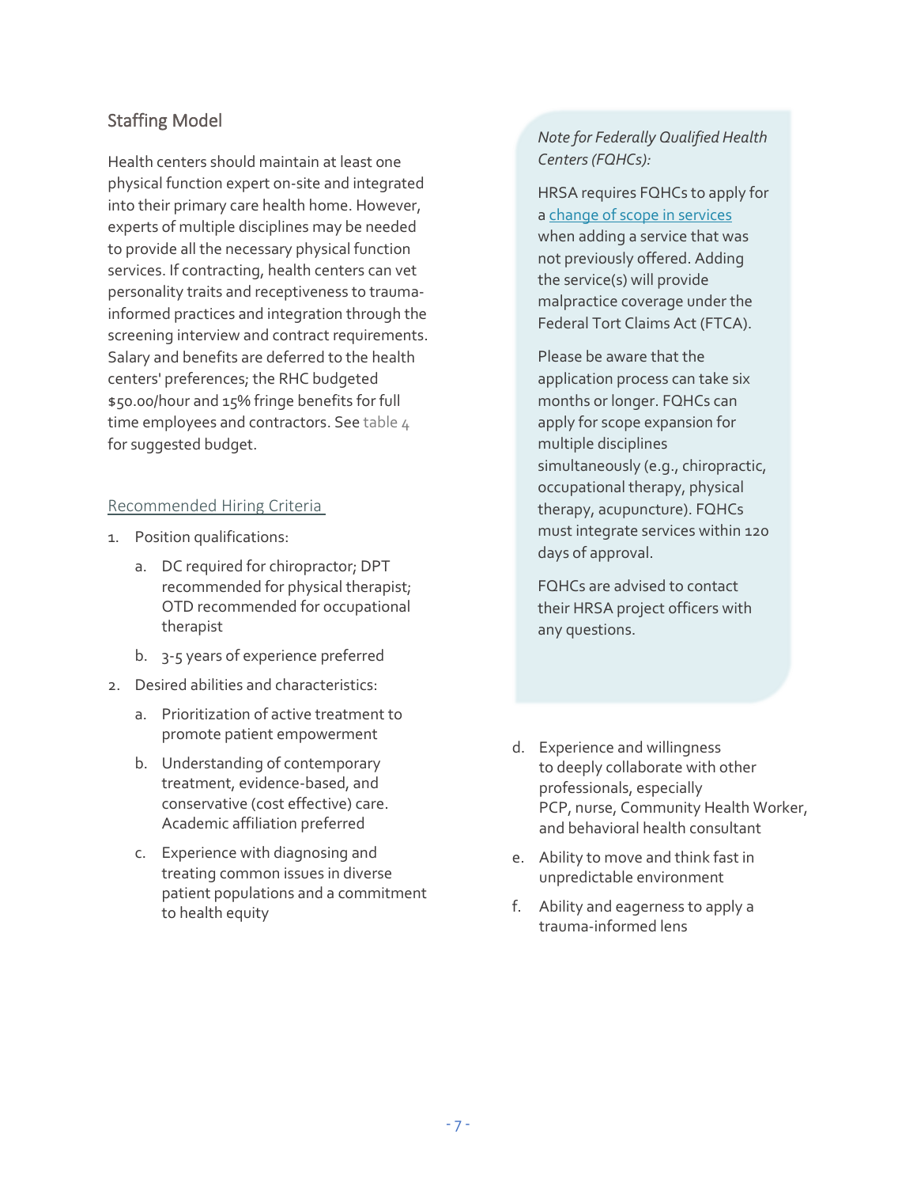## Staffing Model

Health centers should maintain at least one physical function expert on-site and integrated into their primary care health home. However, experts of multiple disciplines may be needed to provide all the necessary physical function services. If contracting, health centers can vet personality traits and receptiveness to trauma-informed practices and integration through the screening interview and contract requirements. Salary and benefits are deferred to the health centers' preferences; the RHC budgeted $50.00/hour and 15% fringe benefits for full time employees and contractors. See table 4 for suggested budget.

### Recommended Hiring Criteria

1. Position qualifications:
   a. DC required for chiropractor; DPT recommended for physical therapist; OTD recommended for occupational therapist
   b. 3-5 years of experience preferred
2. Desired abilities and characteristics:
   a. Prioritization of active treatment to promote patient empowerment
   b. Understanding of contemporary treatment, evidence-based, and conservative (cost effective) care. Academic affiliation preferred
   c. Experience with diagnosing and treating common issues in diverse patient populations and a commitment to health equity
   d. Experience and willingness to deeply collaborate with other professionals, especially PCP, nurse, Community Health Worker, and behavioral health consultant
   e. Ability to move and think fast in unpredictable environment
   f. Ability and eagerness to apply a trauma-informed lens

> *Note for Federally Qualified Health Centers (FQHCs):*
>
> HRSA requires FQHCs to apply for a change of scope in services when adding a service that was not previously offered. Adding the service(s) will provide malpractice coverage under the Federal Tort Claims Act (FTCA).
>
> Please be aware that the application process can take six months or longer. FQHCs can apply for scope expansion for multiple disciplines simultaneously (e.g., chiropractic, occupational therapy, physical therapy, acupuncture). FQHCs must integrate services within 120 days of approval.
>
> FQHCs are advised to contact their HRSA project officers with any questions.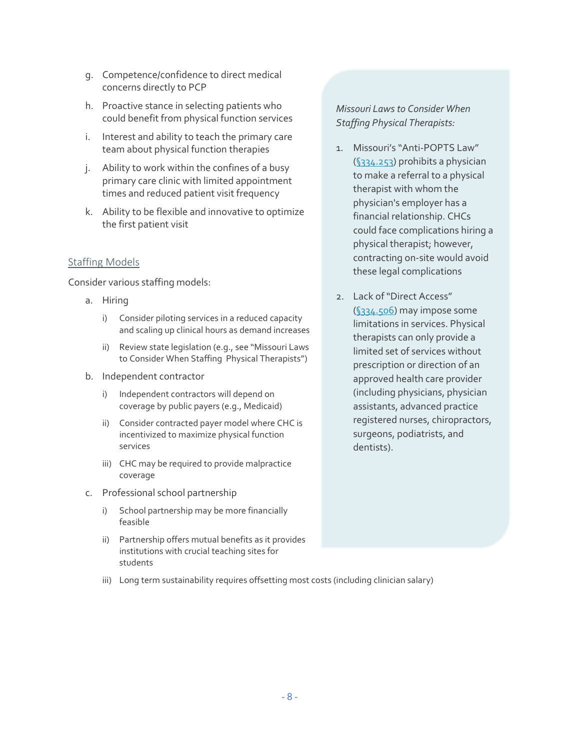g. Competence/confidence to direct medical concerns directly to PCP

h. Proactive stance in selecting patients who could benefit from physical function services

i. Interest and ability to teach the primary care team about physical function therapies

j. Ability to work within the confines of a busy primary care clinic with limited appointment times and reduced patient visit frequency

k. Ability to be flexible and innovative to optimize the first patient visit

## Staffing Models

Consider various staffing models:

a. Hiring
   - i) Consider piloting services in a reduced capacity and scaling up clinical hours as demand increases
   - ii) Review state legislation (e.g., see "Missouri Laws to Consider When Staffing Physical Therapists")

b. Independent contractor
   - i) Independent contractors will depend on coverage by public payers (e.g., Medicaid)
   - ii) Consider contracted payer model where CHC is incentivized to maximize physical function services
   - iii) CHC may be required to provide malpractice coverage

c. Professional school partnership
   - i) School partnership may be more financially feasible
   - ii) Partnership offers mutual benefits as it provides institutions with crucial teaching sites for students
   - iii) Long term sustainability requires offsetting most costs (including clinician salary)

*Missouri Laws to Consider When Staffing Physical Therapists:*

1. Missouri's "Anti-POPTS Law" (§334.253) prohibits a physician to make a referral to a physical therapist with whom the physician's employer has a financial relationship. CHCs could face complications hiring a physical therapist; however, contracting on-site would avoid these legal complications

2. Lack of "Direct Access" (§334.506) may impose some limitations in services. Physical therapists can only provide a limited set of services without prescription or direction of an approved health care provider (including physicians, physician assistants, advanced practice registered nurses, chiropractors, surgeons, podiatrists, and dentists).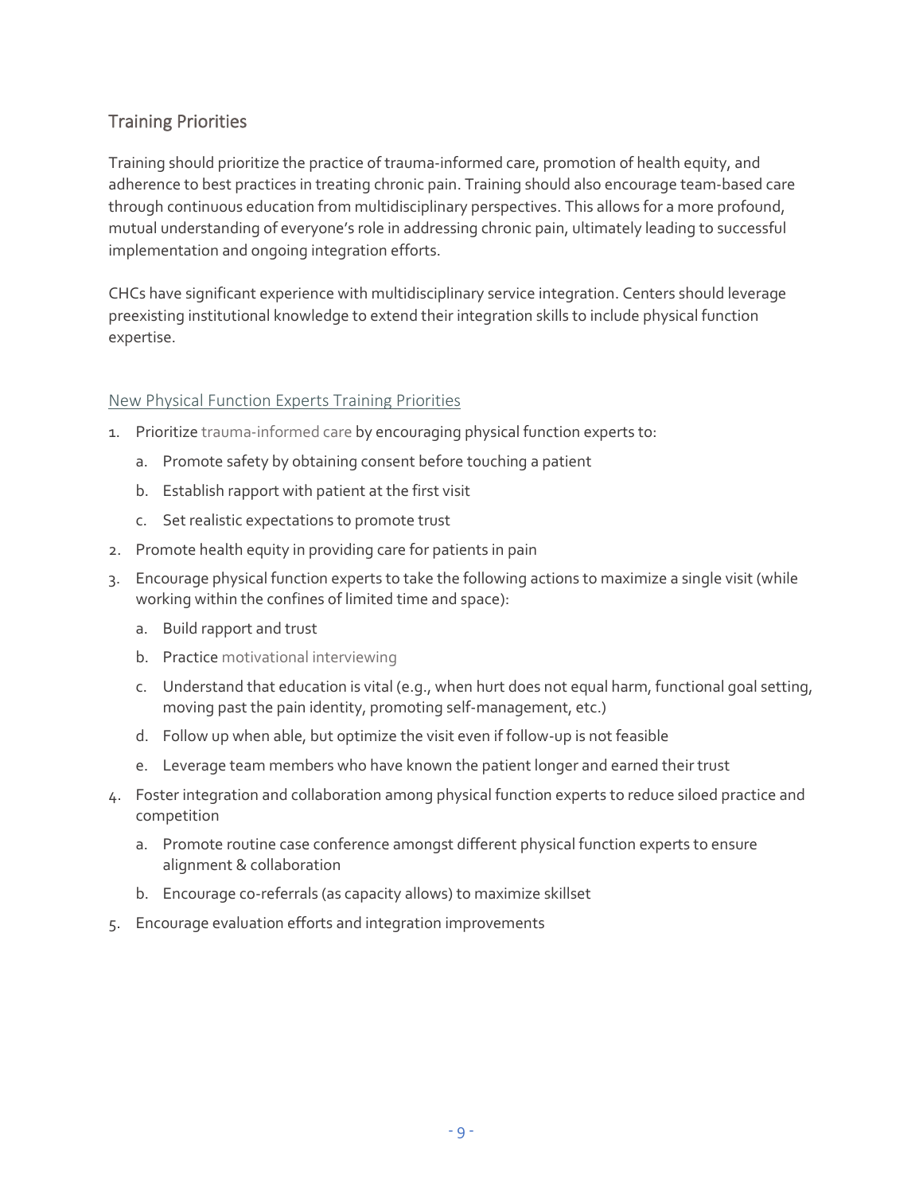## Training Priorities

Training should prioritize the practice of trauma-informed care, promotion of health equity, and adherence to best practices in treating chronic pain. Training should also encourage team-based care through continuous education from multidisciplinary perspectives. This allows for a more profound, mutual understanding of everyone's role in addressing chronic pain, ultimately leading to successful implementation and ongoing integration efforts.

CHCs have significant experience with multidisciplinary service integration. Centers should leverage preexisting institutional knowledge to extend their integration skills to include physical function expertise.

### New Physical Function Experts Training Priorities

1. Prioritize trauma-informed care by encouraging physical function experts to:
   a. Promote safety by obtaining consent before touching a patient
   b. Establish rapport with patient at the first visit
   c. Set realistic expectations to promote trust
2. Promote health equity in providing care for patients in pain
3. Encourage physical function experts to take the following actions to maximize a single visit (while working within the confines of limited time and space):
   a. Build rapport and trust
   b. Practice motivational interviewing
   c. Understand that education is vital (e.g., when hurt does not equal harm, functional goal setting, moving past the pain identity, promoting self-management, etc.)
   d. Follow up when able, but optimize the visit even if follow-up is not feasible
   e. Leverage team members who have known the patient longer and earned their trust
4. Foster integration and collaboration among physical function experts to reduce siloed practice and competition
   a. Promote routine case conference amongst different physical function experts to ensure alignment & collaboration
   b. Encourage co-referrals (as capacity allows) to maximize skillset
5. Encourage evaluation efforts and integration improvements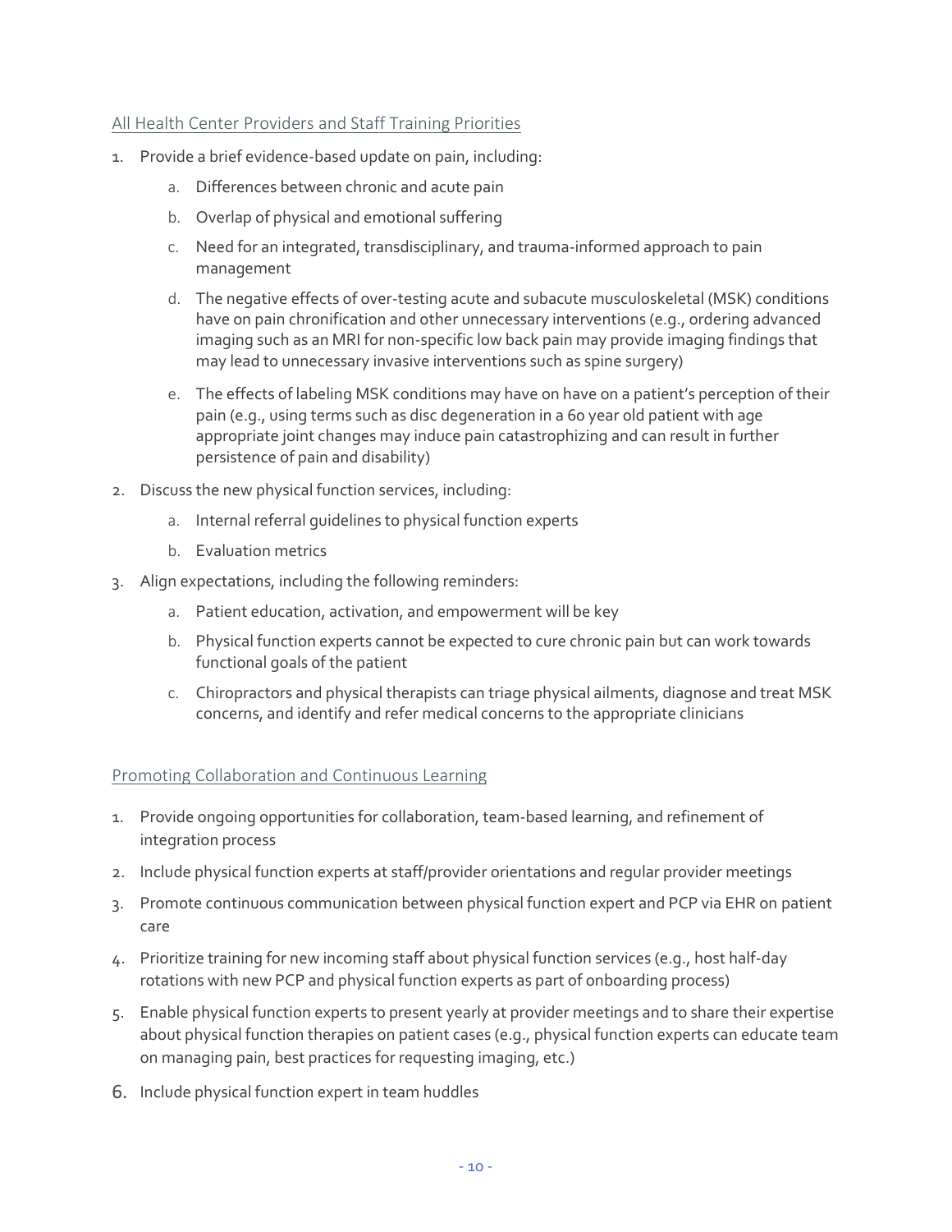## All Health Center Providers and Staff Training Priorities

1. Provide a brief evidence-based update on pain, including:
   a. Differences between chronic and acute pain
   b. Overlap of physical and emotional suffering
   c. Need for an integrated, transdisciplinary, and trauma-informed approach to pain management
   d. The negative effects of over-testing acute and subacute musculoskeletal (MSK) conditions have on pain chronification and other unnecessary interventions (e.g., ordering advanced imaging such as an MRI for non-specific low back pain may provide imaging findings that may lead to unnecessary invasive interventions such as spine surgery)
   e. The effects of labeling MSK conditions may have on have on a patient's perception of their pain (e.g., using terms such as disc degeneration in a 60 year old patient with age appropriate joint changes may induce pain catastrophizing and can result in further persistence of pain and disability)
2. Discuss the new physical function services, including:
   a. Internal referral guidelines to physical function experts
   b. Evaluation metrics
3. Align expectations, including the following reminders:
   a. Patient education, activation, and empowerment will be key
   b. Physical function experts cannot be expected to cure chronic pain but can work towards functional goals of the patient
   c. Chiropractors and physical therapists can triage physical ailments, diagnose and treat MSK concerns, and identify and refer medical concerns to the appropriate clinicians

## Promoting Collaboration and Continuous Learning

1. Provide ongoing opportunities for collaboration, team-based learning, and refinement of integration process
2. Include physical function experts at staff/provider orientations and regular provider meetings
3. Promote continuous communication between physical function expert and PCP via EHR on patient care
4. Prioritize training for new incoming staff about physical function services (e.g., host half-day rotations with new PCP and physical function experts as part of onboarding process)
5. Enable physical function experts to present yearly at provider meetings and to share their expertise about physical function therapies on patient cases (e.g., physical function experts can educate team on managing pain, best practices for requesting imaging, etc.)
6. Include physical function expert in team huddles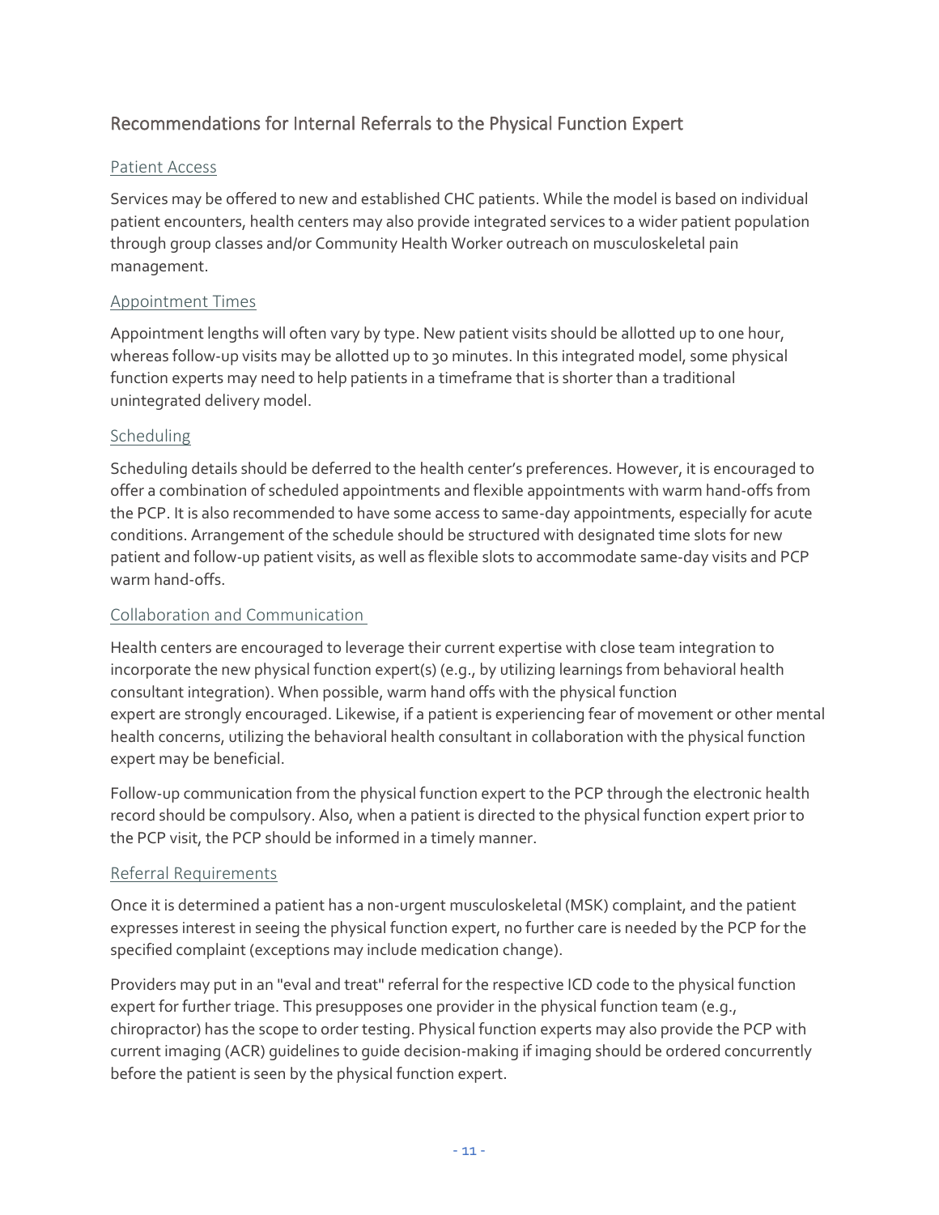## Recommendations for Internal Referrals to the Physical Function Expert

### Patient Access

Services may be offered to new and established CHC patients. While the model is based on individual patient encounters, health centers may also provide integrated services to a wider patient population through group classes and/or Community Health Worker outreach on musculoskeletal pain management.

### Appointment Times

Appointment lengths will often vary by type. New patient visits should be allotted up to one hour, whereas follow-up visits may be allotted up to 30 minutes. In this integrated model, some physical function experts may need to help patients in a timeframe that is shorter than a traditional unintegrated delivery model.

### Scheduling

Scheduling details should be deferred to the health center's preferences. However, it is encouraged to offer a combination of scheduled appointments and flexible appointments with warm hand-offs from the PCP. It is also recommended to have some access to same-day appointments, especially for acute conditions. Arrangement of the schedule should be structured with designated time slots for new patient and follow-up patient visits, as well as flexible slots to accommodate same-day visits and PCP warm hand-offs.

### Collaboration and Communication

Health centers are encouraged to leverage their current expertise with close team integration to incorporate the new physical function expert(s) (e.g., by utilizing learnings from behavioral health consultant integration). When possible, warm hand offs with the physical function expert are strongly encouraged. Likewise, if a patient is experiencing fear of movement or other mental health concerns, utilizing the behavioral health consultant in collaboration with the physical function expert may be beneficial.

Follow-up communication from the physical function expert to the PCP through the electronic health record should be compulsory. Also, when a patient is directed to the physical function expert prior to the PCP visit, the PCP should be informed in a timely manner.

### Referral Requirements

Once it is determined a patient has a non-urgent musculoskeletal (MSK) complaint, and the patient expresses interest in seeing the physical function expert, no further care is needed by the PCP for the specified complaint (exceptions may include medication change).

Providers may put in an "eval and treat" referral for the respective ICD code to the physical function expert for further triage. This presupposes one provider in the physical function team (e.g., chiropractor) has the scope to order testing. Physical function experts may also provide the PCP with current imaging (ACR) guidelines to guide decision-making if imaging should be ordered concurrently before the patient is seen by the physical function expert.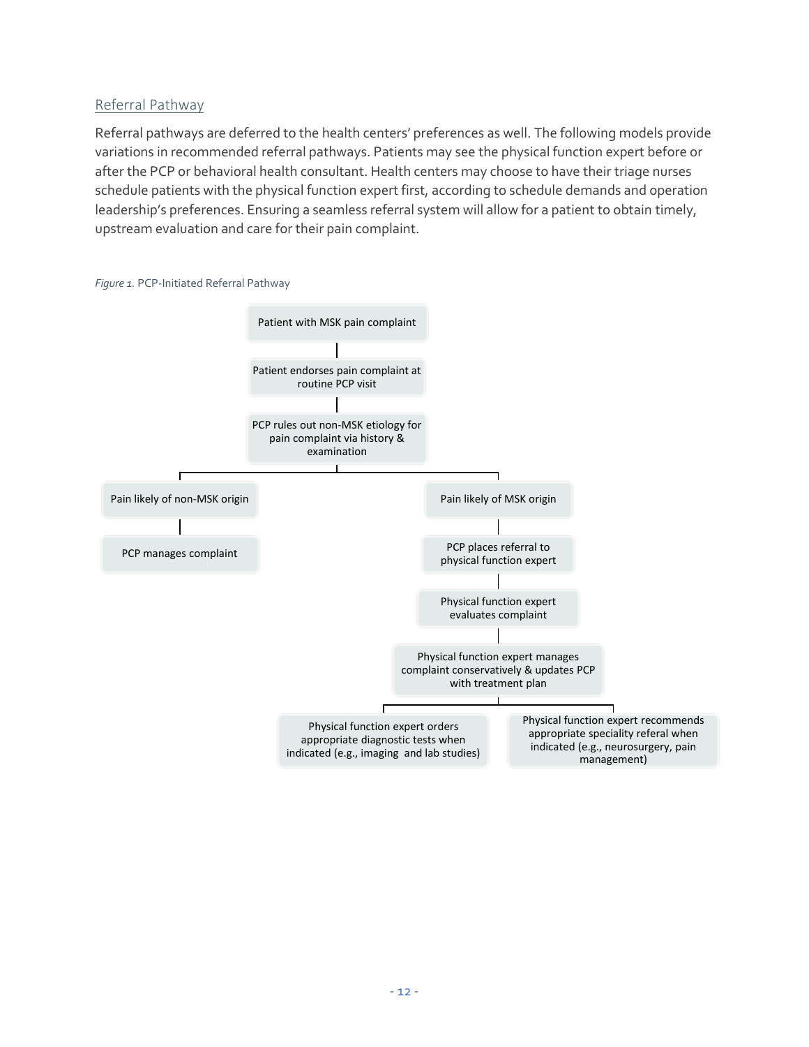## Referral Pathway

Referral pathways are deferred to the health centers' preferences as well. The following models provide variations in recommended referral pathways. Patients may see the physical function expert before or after the PCP or behavioral health consultant. Health centers may choose to have their triage nurses schedule patients with the physical function expert first, according to schedule demands and operation leadership's preferences. Ensuring a seamless referral system will allow for a patient to obtain timely, upstream evaluation and care for their pain complaint.

*Figure 1.* PCP-Initiated Referral Pathway

- Patient with MSK pain complaint
  - Patient endorses pain complaint at routine PCP visit
    - PCP rules out non-MSK etiology for pain complaint via history & examination
      - Pain likely of non-MSK origin
        - PCP manages complaint
      - Pain likely of MSK origin
        - PCP places referral to physical function expert
          - Physical function expert evaluates complaint
            - Physical function expert manages complaint conservatively & updates PCP with treatment plan
              - Physical function expert orders appropriate diagnostic tests when indicated (e.g., imaging and lab studies)
              - Physical function expert recommends appropriate speciality referal when indicated (e.g., neurosurgery, pain management)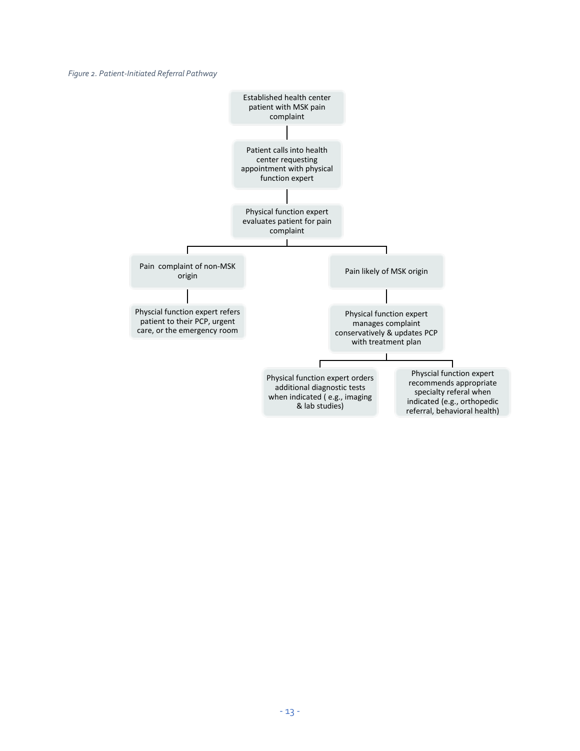*Figure 2. Patient-Initiated Referral Pathway*

Established health center patient with MSK pain complaint

Patient calls into health center requesting appointment with physical function expert

Physical function expert evaluates patient for pain complaint

Pain complaint of non-MSK origin

Physcial function expert refers patient to their PCP, urgent care, or the emergency room

Pain likely of MSK origin

Physical function expert manages complaint conservatively & updates PCP with treatment plan

Physical function expert orders additional diagnostic tests when indicated ( e.g., imaging & lab studies)

Physcial function expert recommends appropriate specialty referal when indicated (e.g., orthopedic referral, behavioral health)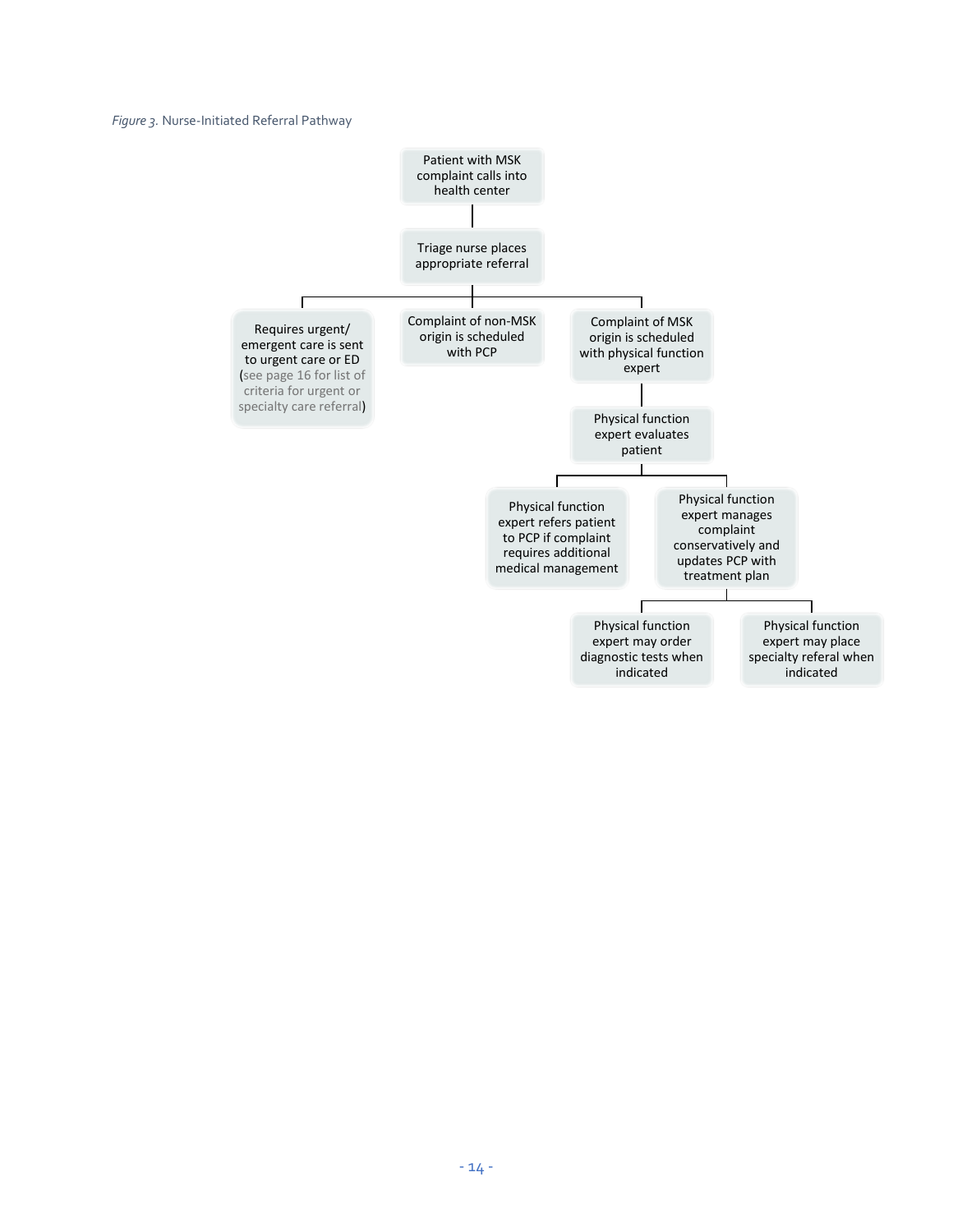*Figure 3.* Nurse-Initiated Referral Pathway

- Patient with MSK complaint calls into health center
  - Triage nurse places appropriate referral
    - Requires urgent/ emergent care is sent to urgent care or ED (see page 16 for list of criteria for urgent or specialty care referral)
    - Complaint of non-MSK origin is scheduled with PCP
    - Complaint of MSK origin is scheduled with physical function expert
      - Physical function expert evaluates patient
        - Physical function expert refers patient to PCP if complaint requires additional medical management
        - Physical function expert manages complaint conservatively and updates PCP with treatment plan
          - Physical function expert may order diagnostic tests when indicated
          - Physical function expert may place specialty referal when indicated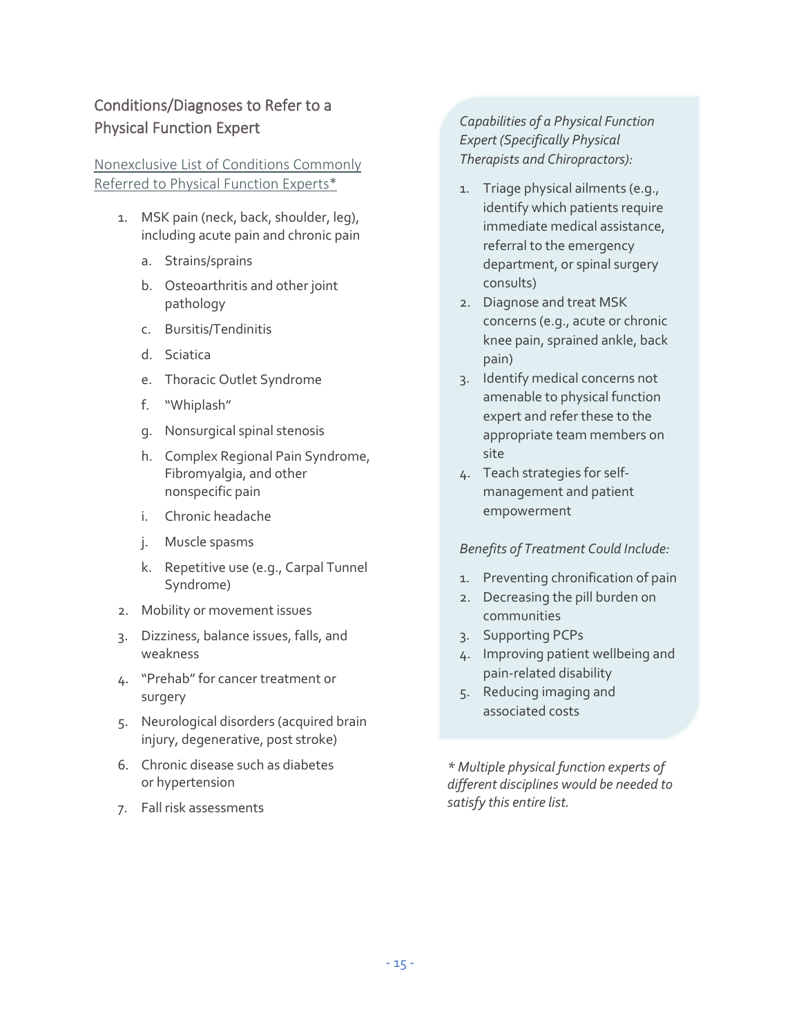## Conditions/Diagnoses to Refer to a Physical Function Expert

Nonexclusive List of Conditions Commonly Referred to Physical Function Experts*

1. MSK pain (neck, back, shoulder, leg), including acute pain and chronic pain
    a. Strains/sprains
    b. Osteoarthritis and other joint pathology
    c. Bursitis/Tendinitis
    d. Sciatica
    e. Thoracic Outlet Syndrome
    f. "Whiplash"
    g. Nonsurgical spinal stenosis
    h. Complex Regional Pain Syndrome, Fibromyalgia, and other nonspecific pain
    i. Chronic headache
    j. Muscle spasms
    k. Repetitive use (e.g., Carpal Tunnel Syndrome)
2. Mobility or movement issues
3. Dizziness, balance issues, falls, and weakness
4. "Prehab" for cancer treatment or surgery
5. Neurological disorders (acquired brain injury, degenerative, post stroke)
6. Chronic disease such as diabetes or hypertension
7. Fall risk assessments

*Capabilities of a Physical Function Expert (Specifically Physical Therapists and Chiropractors):*

1. Triage physical ailments (e.g., identify which patients require immediate medical assistance, referral to the emergency department, or spinal surgery consults)
2. Diagnose and treat MSK concerns (e.g., acute or chronic knee pain, sprained ankle, back pain)
3. Identify medical concerns not amenable to physical function expert and refer these to the appropriate team members on site
4. Teach strategies for self-management and patient empowerment

*Benefits of Treatment Could Include:*

1. Preventing chronification of pain
2. Decreasing the pill burden on communities
3. Supporting PCPs
4. Improving patient wellbeing and pain-related disability
5. Reducing imaging and associated costs

*\* Multiple physical function experts of different disciplines would be needed to satisfy this entire list.*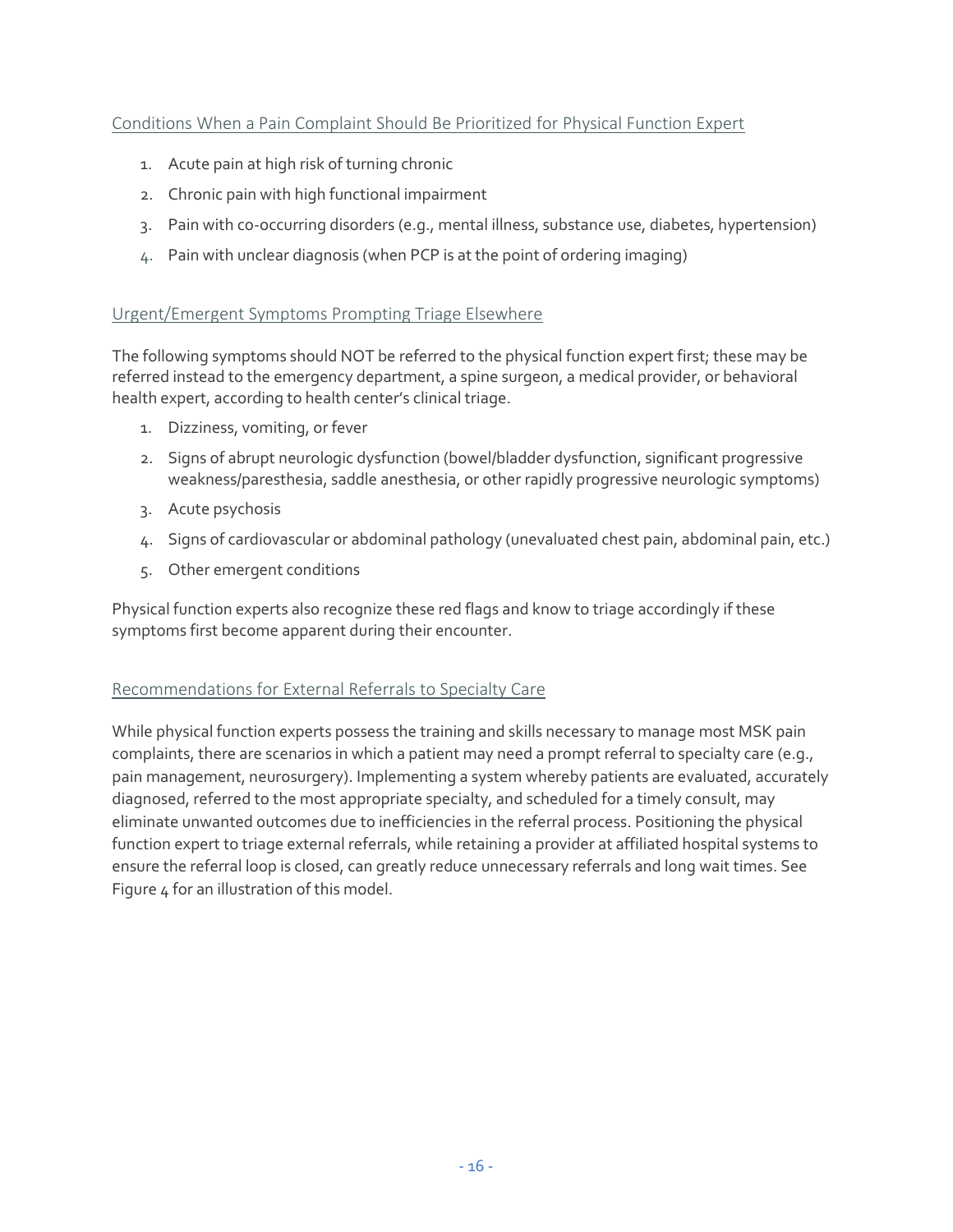### Conditions When a Pain Complaint Should Be Prioritized for Physical Function Expert

1. Acute pain at high risk of turning chronic
2. Chronic pain with high functional impairment
3. Pain with co-occurring disorders (e.g., mental illness, substance use, diabetes, hypertension)
4. Pain with unclear diagnosis (when PCP is at the point of ordering imaging)

### Urgent/Emergent Symptoms Prompting Triage Elsewhere

The following symptoms should NOT be referred to the physical function expert first; these may be referred instead to the emergency department, a spine surgeon, a medical provider, or behavioral health expert, according to health center's clinical triage.

1. Dizziness, vomiting, or fever
2. Signs of abrupt neurologic dysfunction (bowel/bladder dysfunction, significant progressive weakness/paresthesia, saddle anesthesia, or other rapidly progressive neurologic symptoms)
3. Acute psychosis
4. Signs of cardiovascular or abdominal pathology (unevaluated chest pain, abdominal pain, etc.)
5. Other emergent conditions

Physical function experts also recognize these red flags and know to triage accordingly if these symptoms first become apparent during their encounter.

### Recommendations for External Referrals to Specialty Care

While physical function experts possess the training and skills necessary to manage most MSK pain complaints, there are scenarios in which a patient may need a prompt referral to specialty care (e.g., pain management, neurosurgery). Implementing a system whereby patients are evaluated, accurately diagnosed, referred to the most appropriate specialty, and scheduled for a timely consult, may eliminate unwanted outcomes due to inefficiencies in the referral process. Positioning the physical function expert to triage external referrals, while retaining a provider at affiliated hospital systems to ensure the referral loop is closed, can greatly reduce unnecessary referrals and long wait times. See Figure 4 for an illustration of this model.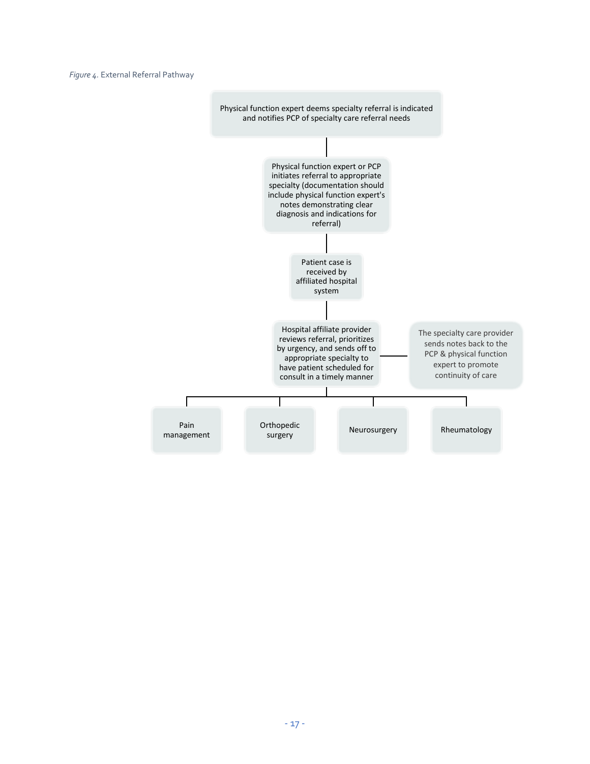*Figure 4*. External Referral Pathway

Physical function expert deems specialty referral is indicated and notifies PCP of specialty care referral needs

Physical function expert or PCP initiates referral to appropriate specialty (documentation should include physical function expert's notes demonstrating clear diagnosis and indications for referral)

Patient case is received by affiliated hospital system

Hospital affiliate provider reviews referral, prioritizes by urgency, and sends off to appropriate specialty to have patient scheduled for consult in a timely manner

The specialty care provider sends notes back to the PCP & physical function expert to promote continuity of care

Pain management

Orthopedic surgery

Neurosurgery

Rheumatology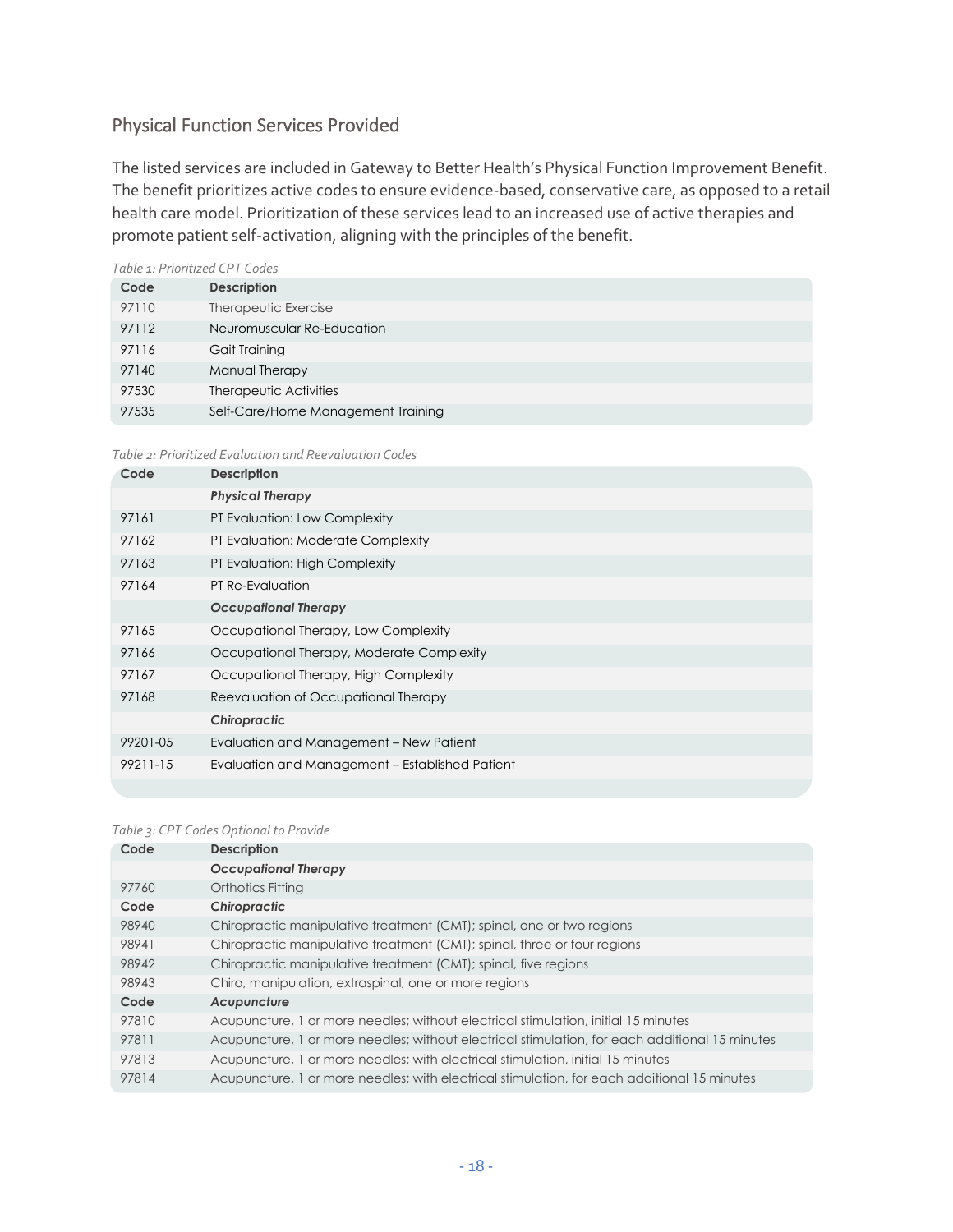## Physical Function Services Provided

The listed services are included in Gateway to Better Health's Physical Function Improvement Benefit. The benefit prioritizes active codes to ensure evidence-based, conservative care, as opposed to a retail health care model. Prioritization of these services lead to an increased use of active therapies and promote patient self-activation, aligning with the principles of the benefit.

*Table 1: Prioritized CPT Codes*

| Code | Description |
|---|---|
| 97110 | Therapeutic Exercise |
| 97112 | Neuromuscular Re-Education |
| 97116 | Gait Training |
| 97140 | Manual Therapy |
| 97530 | Therapeutic Activities |
| 97535 | Self-Care/Home Management Training |

*Table 2: Prioritized Evaluation and Reevaluation Codes*

| Code | Description |
|---|---|
| | ***Physical Therapy*** |
| 97161 | PT Evaluation: Low Complexity |
| 97162 | PT Evaluation: Moderate Complexity |
| 97163 | PT Evaluation: High Complexity |
| 97164 | PT Re-Evaluation |
| | ***Occupational Therapy*** |
| 97165 | Occupational Therapy, Low Complexity |
| 97166 | Occupational Therapy, Moderate Complexity |
| 97167 | Occupational Therapy, High Complexity |
| 97168 | Reevaluation of Occupational Therapy |
| | ***Chiropractic*** |
| 99201-05 | Evaluation and Management – New Patient |
| 99211-15 | Evaluation and Management – Established Patient |

*Table 3: CPT Codes Optional to Provide*

| Code | Description |
|---|---|
| | ***Occupational Therapy*** |
| 97760 | Orthotics Fitting |
| **Code** | ***Chiropractic*** |
| 98940 | Chiropractic manipulative treatment (CMT); spinal, one or two regions |
| 98941 | Chiropractic manipulative treatment (CMT); spinal, three or four regions |
| 98942 | Chiropractic manipulative treatment (CMT); spinal, five regions |
| 98943 | Chiro, manipulation, extraspinal, one or more regions |
| **Code** | ***Acupuncture*** |
| 97810 | Acupuncture, 1 or more needles; without electrical stimulation, initial 15 minutes |
| 97811 | Acupuncture, 1 or more needles; without electrical stimulation, for each additional 15 minutes |
| 97813 | Acupuncture, 1 or more needles; with electrical stimulation, initial 15 minutes |
| 97814 | Acupuncture, 1 or more needles; with electrical stimulation, for each additional 15 minutes |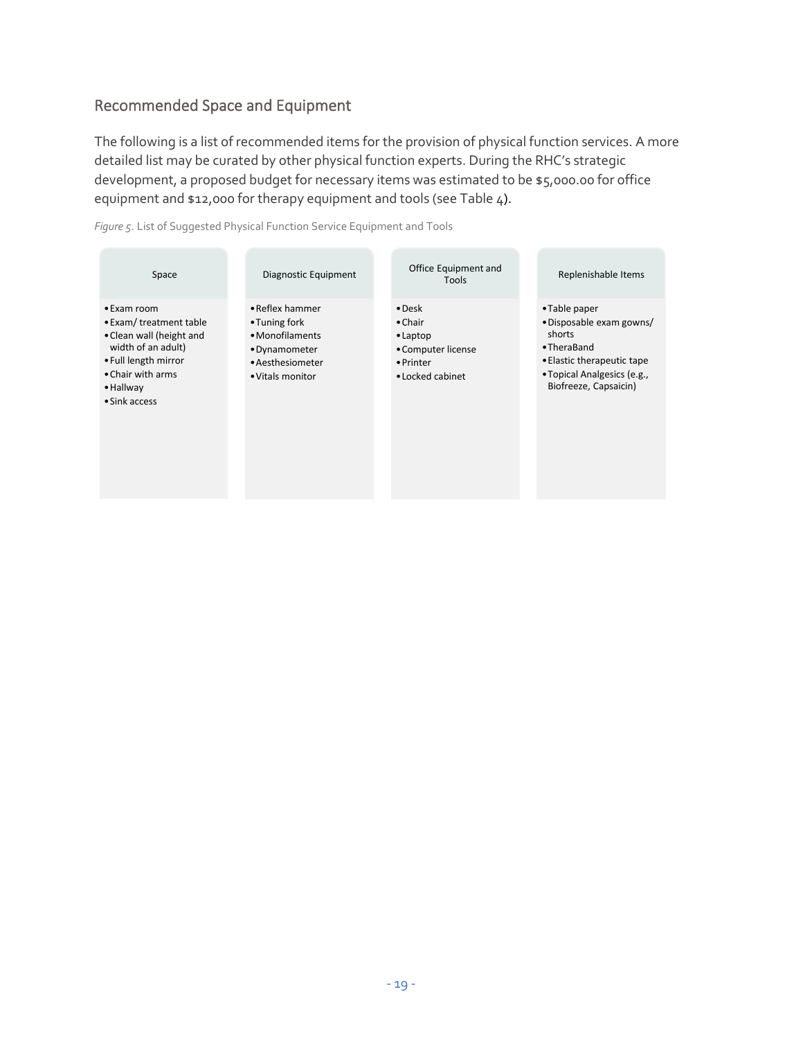## Recommended Space and Equipment

The following is a list of recommended items for the provision of physical function services. A more detailed list may be curated by other physical function experts. During the RHC's strategic development, a proposed budget for necessary items was estimated to be $5,000.00 for office equipment and $12,000 for therapy equipment and tools (see Table 4).

*Figure 5*. List of Suggested Physical Function Service Equipment and Tools

| Space | Diagnostic Equipment | Office Equipment and Tools | Replenishable Items |
| --- | --- | --- | --- |
| • Exam room<br>• Exam/ treatment table<br>• Clean wall (height and width of an adult)<br>• Full length mirror<br>• Chair with arms<br>• Hallway<br>• Sink access | • Reflex hammer<br>• Tuning fork<br>• Monofilaments<br>• Dynamometer<br>• Aesthesiometer<br>• Vitals monitor | • Desk<br>• Chair<br>• Laptop<br>• Computer license<br>• Printer<br>• Locked cabinet | • Table paper<br>• Disposable exam gowns/ shorts<br>• TheraBand<br>• Elastic therapeutic tape<br>• Topical Analgesics (e.g., Biofreeze, Capsaicin) |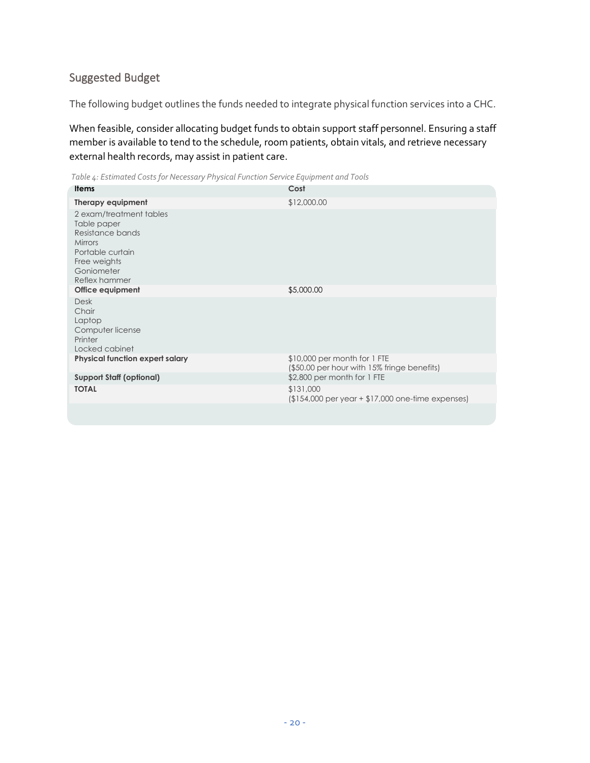## Suggested Budget

The following budget outlines the funds needed to integrate physical function services into a CHC.

When feasible, consider allocating budget funds to obtain support staff personnel. Ensuring a staff member is available to tend to the schedule, room patients, obtain vitals, and retrieve necessary external health records, may assist in patient care.

*Table 4: Estimated Costs for Necessary Physical Function Service Equipment and Tools*

| Items | Cost |
|---|---|
| **Therapy equipment** | $12,000.00 |
| 2 exam/treatment tables<br>Table paper<br>Resistance bands<br>Mirrors<br>Portable curtain<br>Free weights<br>Goniometer<br>Reflex hammer | |
| **Office equipment** | $5,000.00 |
| Desk<br>Chair<br>Laptop<br>Computer license<br>Printer<br>Locked cabinet | |
| **Physical function expert salary** | $10,000 per month for 1 FTE<br>($50.00 per hour with 15% fringe benefits) |
| **Support Staff (optional)** | $2,800 per month for 1 FTE |
| **TOTAL** | $131,000<br>($154,000 per year + $17,000 one-time expenses) |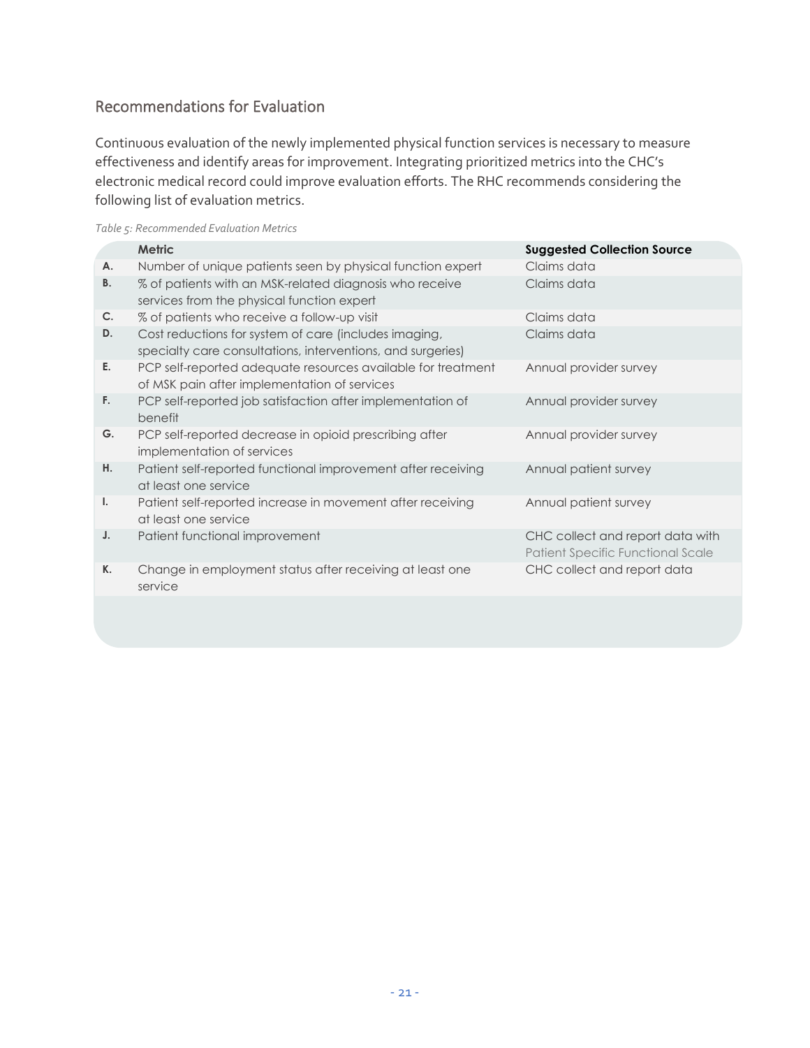## Recommendations for Evaluation

Continuous evaluation of the newly implemented physical function services is necessary to measure effectiveness and identify areas for improvement. Integrating prioritized metrics into the CHC's electronic medical record could improve evaluation efforts. The RHC recommends considering the following list of evaluation metrics.

*Table 5: Recommended Evaluation Metrics*

| | Metric | Suggested Collection Source |
|---|---|---|
| A. | Number of unique patients seen by physical function expert | Claims data |
| B. | % of patients with an MSK-related diagnosis who receive services from the physical function expert | Claims data |
| C. | % of patients who receive a follow-up visit | Claims data |
| D. | Cost reductions for system of care (includes imaging, specialty care consultations, interventions, and surgeries) | Claims data |
| E. | PCP self-reported adequate resources available for treatment of MSK pain after implementation of services | Annual provider survey |
| F. | PCP self-reported job satisfaction after implementation of benefit | Annual provider survey |
| G. | PCP self-reported decrease in opioid prescribing after implementation of services | Annual provider survey |
| H. | Patient self-reported functional improvement after receiving at least one service | Annual patient survey |
| I. | Patient self-reported increase in movement after receiving at least one service | Annual patient survey |
| J. | Patient functional improvement | CHC collect and report data with Patient Specific Functional Scale |
| K. | Change in employment status after receiving at least one service | CHC collect and report data |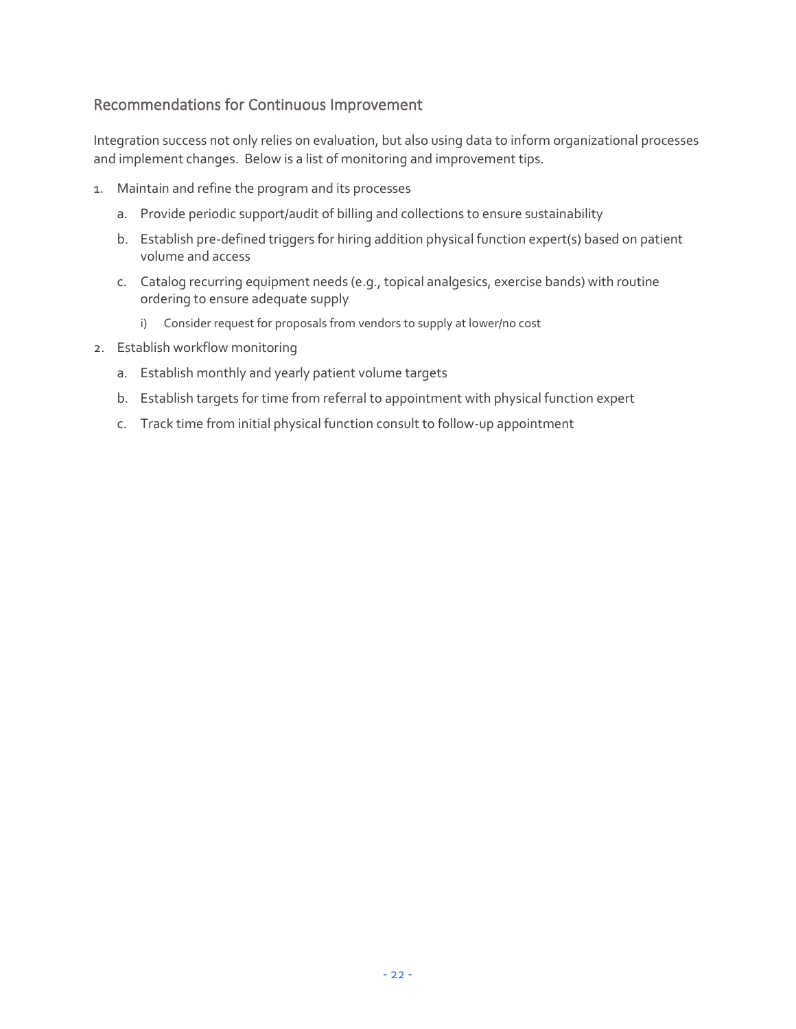## Recommendations for Continuous Improvement

Integration success not only relies on evaluation, but also using data to inform organizational processes and implement changes. Below is a list of monitoring and improvement tips.

1. Maintain and refine the program and its processes
   a. Provide periodic support/audit of billing and collections to ensure sustainability
   b. Establish pre-defined triggers for hiring addition physical function expert(s) based on patient volume and access
   c. Catalog recurring equipment needs (e.g., topical analgesics, exercise bands) with routine ordering to ensure adequate supply
      i) Consider request for proposals from vendors to supply at lower/no cost
2. Establish workflow monitoring
   a. Establish monthly and yearly patient volume targets
   b. Establish targets for time from referral to appointment with physical function expert
   c. Track time from initial physical function consult to follow-up appointment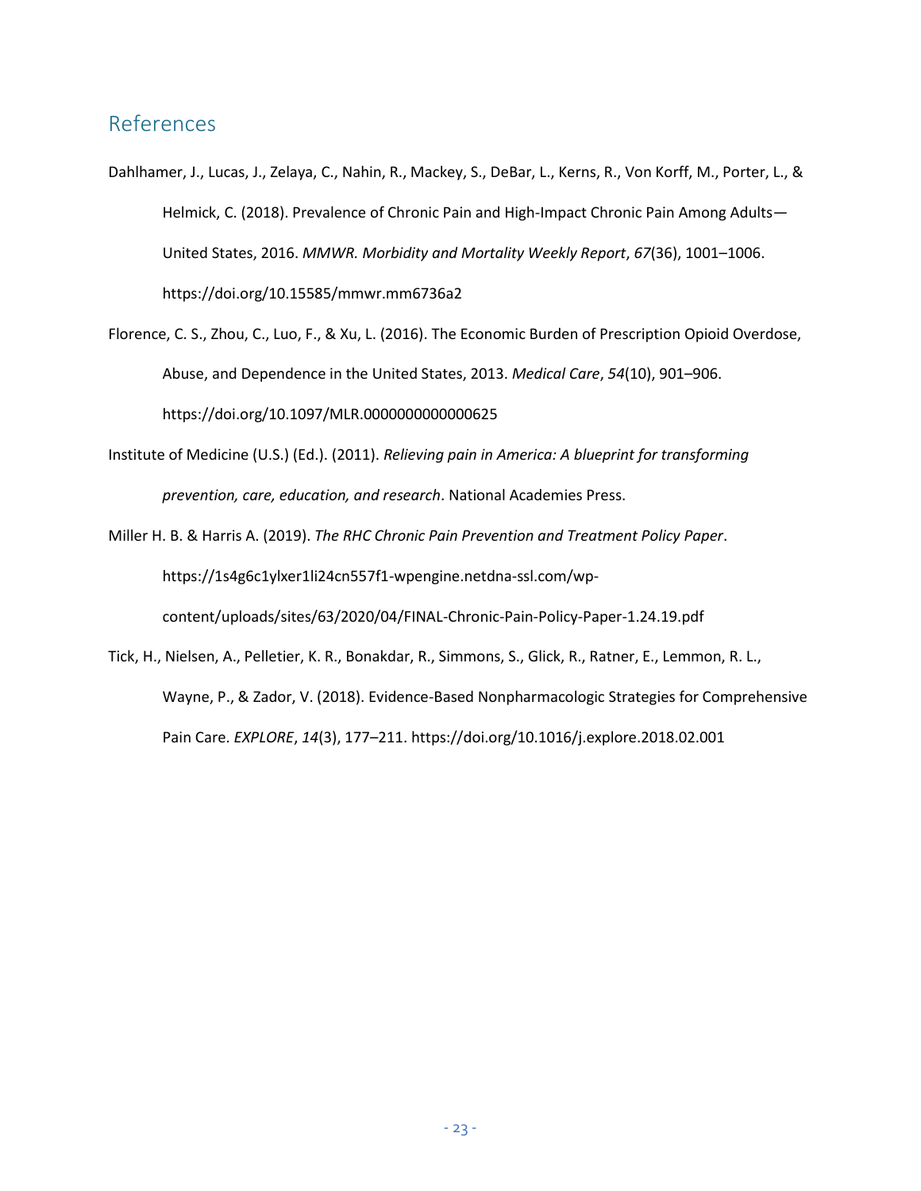## References

Dahlhamer, J., Lucas, J., Zelaya, C., Nahin, R., Mackey, S., DeBar, L., Kerns, R., Von Korff, M., Porter, L., & Helmick, C. (2018). Prevalence of Chronic Pain and High-Impact Chronic Pain Among Adults—United States, 2016. *MMWR. Morbidity and Mortality Weekly Report*, *67*(36), 1001–1006. https://doi.org/10.15585/mmwr.mm6736a2

Florence, C. S., Zhou, C., Luo, F., & Xu, L. (2016). The Economic Burden of Prescription Opioid Overdose, Abuse, and Dependence in the United States, 2013. *Medical Care*, *54*(10), 901–906. https://doi.org/10.1097/MLR.0000000000000625

Institute of Medicine (U.S.) (Ed.). (2011). *Relieving pain in America: A blueprint for transforming prevention, care, education, and research*. National Academies Press.

Miller H. B. & Harris A. (2019). *The RHC Chronic Pain Prevention and Treatment Policy Paper*. https://1s4g6c1ylxer1li24cn557f1-wpengine.netdna-ssl.com/wp-content/uploads/sites/63/2020/04/FINAL-Chronic-Pain-Policy-Paper-1.24.19.pdf

Tick, H., Nielsen, A., Pelletier, K. R., Bonakdar, R., Simmons, S., Glick, R., Ratner, E., Lemmon, R. L., Wayne, P., & Zador, V. (2018). Evidence-Based Nonpharmacologic Strategies for Comprehensive Pain Care. *EXPLORE*, *14*(3), 177–211. https://doi.org/10.1016/j.explore.2018.02.001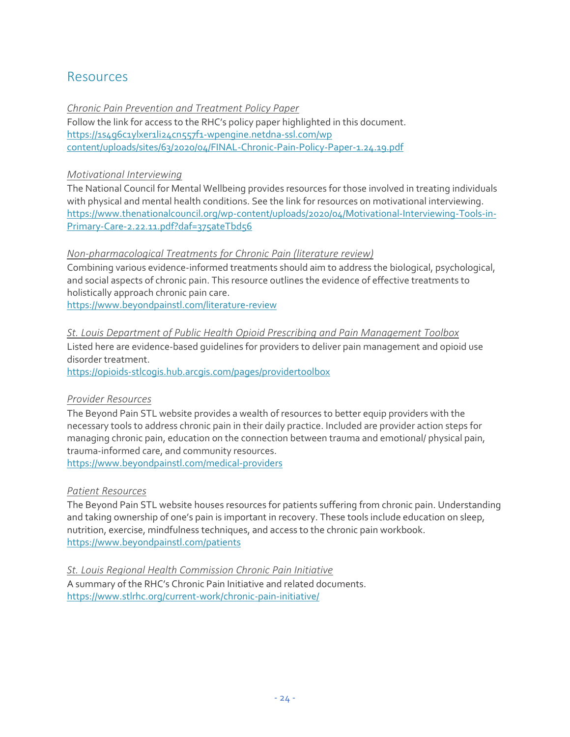## Resources

*Chronic Pain Prevention and Treatment Policy Paper*

Follow the link for access to the RHC's policy paper highlighted in this document.
https://1s4g6c1ylxer1li24cn557f1-wpengine.netdna-ssl.com/wp content/uploads/sites/63/2020/04/FINAL-Chronic-Pain-Policy-Paper-1.24.19.pdf

*Motivational Interviewing*

The National Council for Mental Wellbeing provides resources for those involved in treating individuals with physical and mental health conditions. See the link for resources on motivational interviewing.
https://www.thenationalcouncil.org/wp-content/uploads/2020/04/Motivational-Interviewing-Tools-in-Primary-Care-2.22.11.pdf?daf=375ateTbd56

*Non-pharmacological Treatments for Chronic Pain (literature review)*

Combining various evidence-informed treatments should aim to address the biological, psychological, and social aspects of chronic pain. This resource outlines the evidence of effective treatments to holistically approach chronic pain care.
https://www.beyondpainstl.com/literature-review

*St. Louis Department of Public Health Opioid Prescribing and Pain Management Toolbox*

Listed here are evidence-based guidelines for providers to deliver pain management and opioid use disorder treatment.
https://opioids-stlcogis.hub.arcgis.com/pages/providertoolbox

*Provider Resources*

The Beyond Pain STL website provides a wealth of resources to better equip providers with the necessary tools to address chronic pain in their daily practice. Included are provider action steps for managing chronic pain, education on the connection between trauma and emotional/ physical pain, trauma-informed care, and community resources.
https://www.beyondpainstl.com/medical-providers

*Patient Resources*

The Beyond Pain STL website houses resources for patients suffering from chronic pain. Understanding and taking ownership of one's pain is important in recovery. These tools include education on sleep, nutrition, exercise, mindfulness techniques, and access to the chronic pain workbook.
https://www.beyondpainstl.com/patients

*St. Louis Regional Health Commission Chronic Pain Initiative*

A summary of the RHC's Chronic Pain Initiative and related documents.
https://www.stlrhc.org/current-work/chronic-pain-initiative/